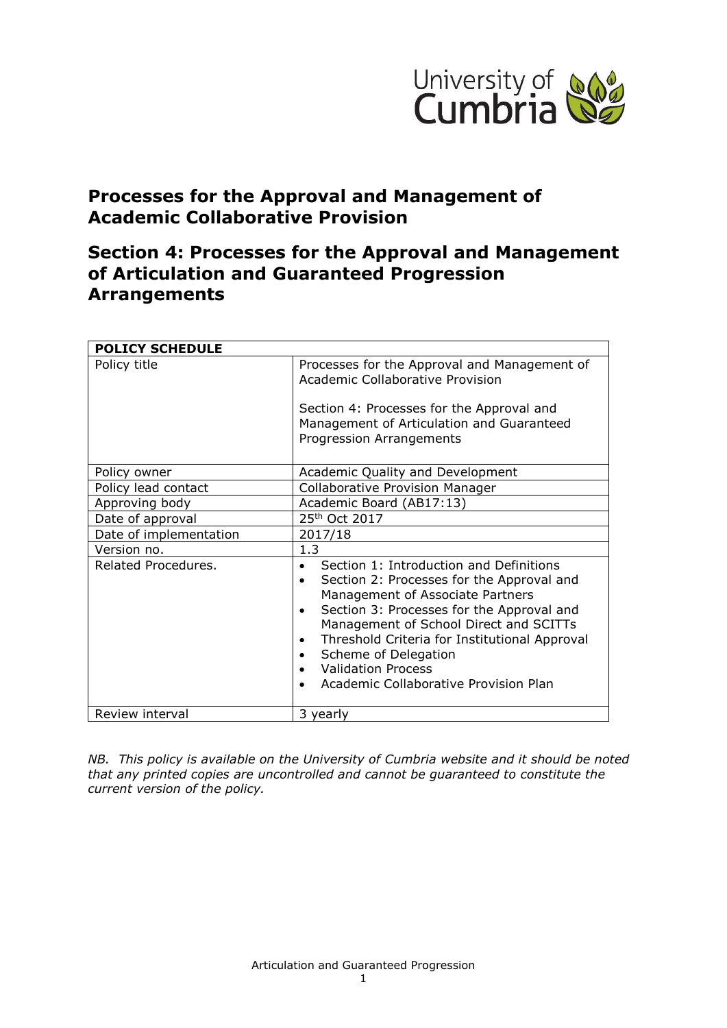# Processes for the Approval and Management of Academic Collaborative Provision

## Section 4: Processes for the Approval and Management of Articulation and Guaranteed Progression Arrangements

| POLICY SCHEDULE | |
|---|---|
| Policy title | Processes for the Approval and Management of Academic Collaborative Provision<br><br>Section 4: Processes for the Approval and Management of Articulation and Guaranteed Progression Arrangements |
| Policy owner | Academic Quality and Development |
| Policy lead contact | Collaborative Provision Manager |
| Approving body | Academic Board (AB17:13) |
| Date of approval | 25th Oct 2017 |
| Date of implementation | 2017/18 |
| Version no. | 1.3 |
| Related Procedures. | • Section 1: Introduction and Definitions<br>• Section 2: Processes for the Approval and Management of Associate Partners<br>• Section 3: Processes for the Approval and Management of School Direct and SCITTs<br>• Threshold Criteria for Institutional Approval<br>• Scheme of Delegation<br>• Validation Process<br>• Academic Collaborative Provision Plan |
| Review interval | 3 yearly |

*NB. This policy is available on the University of Cumbria website and it should be noted that any printed copies are uncontrolled and cannot be guaranteed to constitute the current version of the policy.*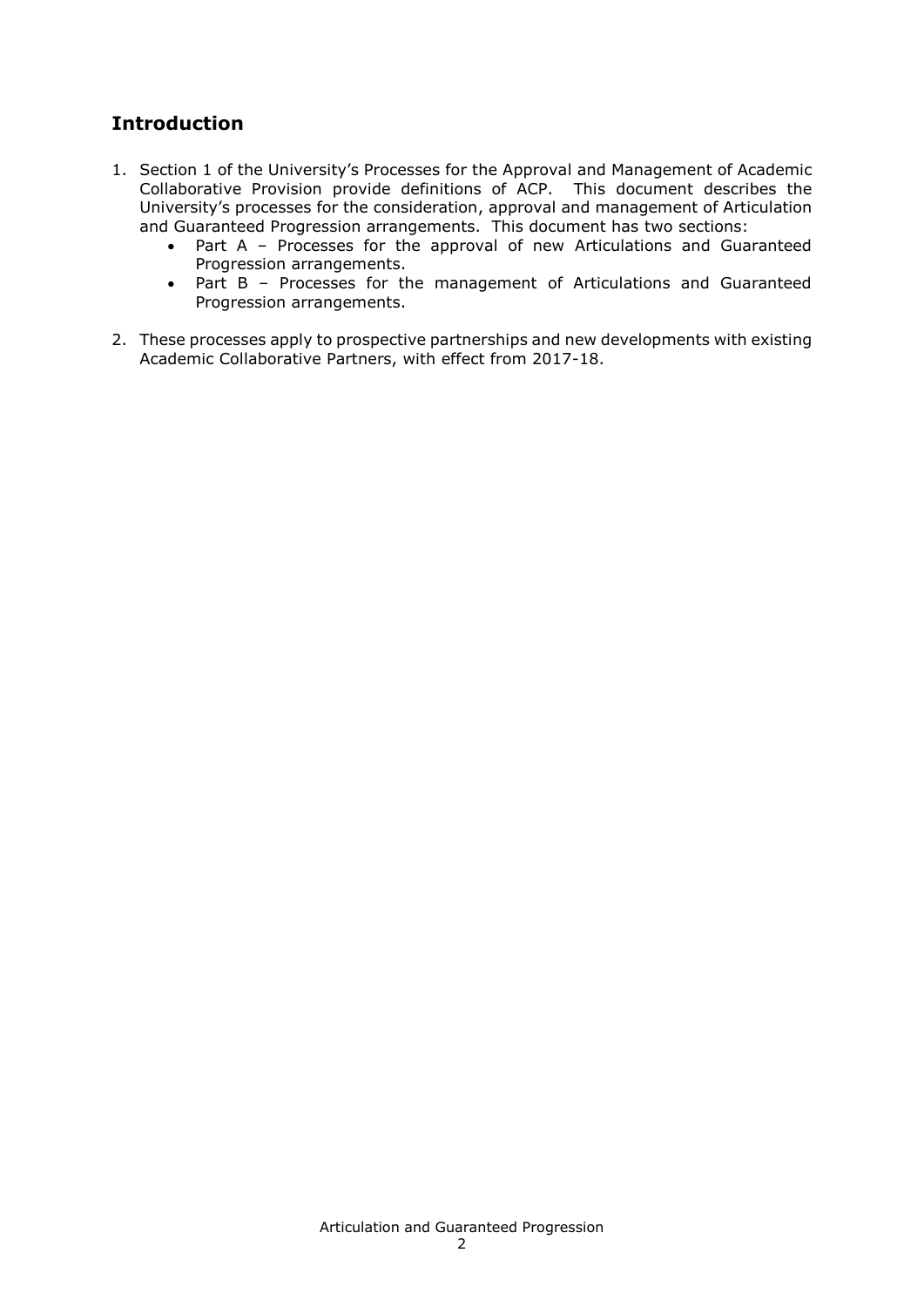## Introduction

1. Section 1 of the University's Processes for the Approval and Management of Academic Collaborative Provision provide definitions of ACP. This document describes the University's processes for the consideration, approval and management of Articulation and Guaranteed Progression arrangements. This document has two sections:
   - Part A – Processes for the approval of new Articulations and Guaranteed Progression arrangements.
   - Part B – Processes for the management of Articulations and Guaranteed Progression arrangements.

2. These processes apply to prospective partnerships and new developments with existing Academic Collaborative Partners, with effect from 2017-18.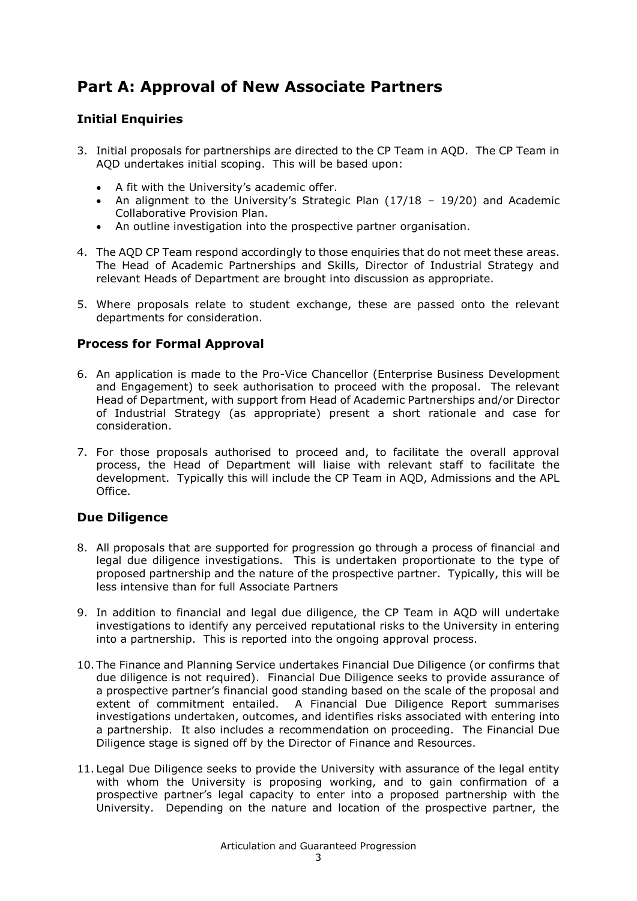# Part A: Approval of New Associate Partners

## Initial Enquiries

3. Initial proposals for partnerships are directed to the CP Team in AQD. The CP Team in AQD undertakes initial scoping. This will be based upon:
   - A fit with the University's academic offer.
   - An alignment to the University's Strategic Plan (17/18 – 19/20) and Academic Collaborative Provision Plan.
   - An outline investigation into the prospective partner organisation.
4. The AQD CP Team respond accordingly to those enquiries that do not meet these areas. The Head of Academic Partnerships and Skills, Director of Industrial Strategy and relevant Heads of Department are brought into discussion as appropriate.
5. Where proposals relate to student exchange, these are passed onto the relevant departments for consideration.

## Process for Formal Approval

6. An application is made to the Pro-Vice Chancellor (Enterprise Business Development and Engagement) to seek authorisation to proceed with the proposal. The relevant Head of Department, with support from Head of Academic Partnerships and/or Director of Industrial Strategy (as appropriate) present a short rationale and case for consideration.
7. For those proposals authorised to proceed and, to facilitate the overall approval process, the Head of Department will liaise with relevant staff to facilitate the development. Typically this will include the CP Team in AQD, Admissions and the APL Office.

## Due Diligence

8. All proposals that are supported for progression go through a process of financial and legal due diligence investigations. This is undertaken proportionate to the type of proposed partnership and the nature of the prospective partner. Typically, this will be less intensive than for full Associate Partners
9. In addition to financial and legal due diligence, the CP Team in AQD will undertake investigations to identify any perceived reputational risks to the University in entering into a partnership. This is reported into the ongoing approval process.
10. The Finance and Planning Service undertakes Financial Due Diligence (or confirms that due diligence is not required). Financial Due Diligence seeks to provide assurance of a prospective partner's financial good standing based on the scale of the proposal and extent of commitment entailed. A Financial Due Diligence Report summarises investigations undertaken, outcomes, and identifies risks associated with entering into a partnership. It also includes a recommendation on proceeding. The Financial Due Diligence stage is signed off by the Director of Finance and Resources.
11. Legal Due Diligence seeks to provide the University with assurance of the legal entity with whom the University is proposing working, and to gain confirmation of a prospective partner's legal capacity to enter into a proposed partnership with the University. Depending on the nature and location of the prospective partner, the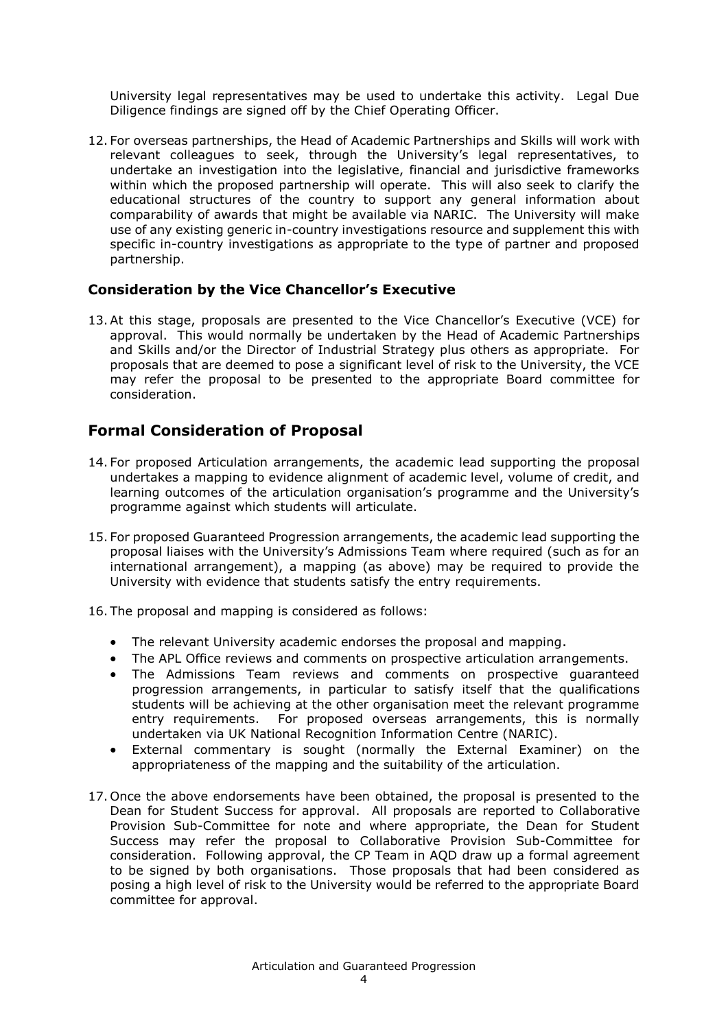University legal representatives may be used to undertake this activity. Legal Due Diligence findings are signed off by the Chief Operating Officer.

12. For overseas partnerships, the Head of Academic Partnerships and Skills will work with relevant colleagues to seek, through the University's legal representatives, to undertake an investigation into the legislative, financial and jurisdictive frameworks within which the proposed partnership will operate. This will also seek to clarify the educational structures of the country to support any general information about comparability of awards that might be available via NARIC. The University will make use of any existing generic in-country investigations resource and supplement this with specific in-country investigations as appropriate to the type of partner and proposed partnership.

### Consideration by the Vice Chancellor's Executive

13. At this stage, proposals are presented to the Vice Chancellor's Executive (VCE) for approval. This would normally be undertaken by the Head of Academic Partnerships and Skills and/or the Director of Industrial Strategy plus others as appropriate. For proposals that are deemed to pose a significant level of risk to the University, the VCE may refer the proposal to be presented to the appropriate Board committee for consideration.

## Formal Consideration of Proposal

14. For proposed Articulation arrangements, the academic lead supporting the proposal undertakes a mapping to evidence alignment of academic level, volume of credit, and learning outcomes of the articulation organisation's programme and the University's programme against which students will articulate.

15. For proposed Guaranteed Progression arrangements, the academic lead supporting the proposal liaises with the University's Admissions Team where required (such as for an international arrangement), a mapping (as above) may be required to provide the University with evidence that students satisfy the entry requirements.

16. The proposal and mapping is considered as follows:

   - The relevant University academic endorses the proposal and mapping.
   - The APL Office reviews and comments on prospective articulation arrangements.
   - The Admissions Team reviews and comments on prospective guaranteed progression arrangements, in particular to satisfy itself that the qualifications students will be achieving at the other organisation meet the relevant programme entry requirements. For proposed overseas arrangements, this is normally undertaken via UK National Recognition Information Centre (NARIC).
   - External commentary is sought (normally the External Examiner) on the appropriateness of the mapping and the suitability of the articulation.

17. Once the above endorsements have been obtained, the proposal is presented to the Dean for Student Success for approval. All proposals are reported to Collaborative Provision Sub-Committee for note and where appropriate, the Dean for Student Success may refer the proposal to Collaborative Provision Sub-Committee for consideration. Following approval, the CP Team in AQD draw up a formal agreement to be signed by both organisations. Those proposals that had been considered as posing a high level of risk to the University would be referred to the appropriate Board committee for approval.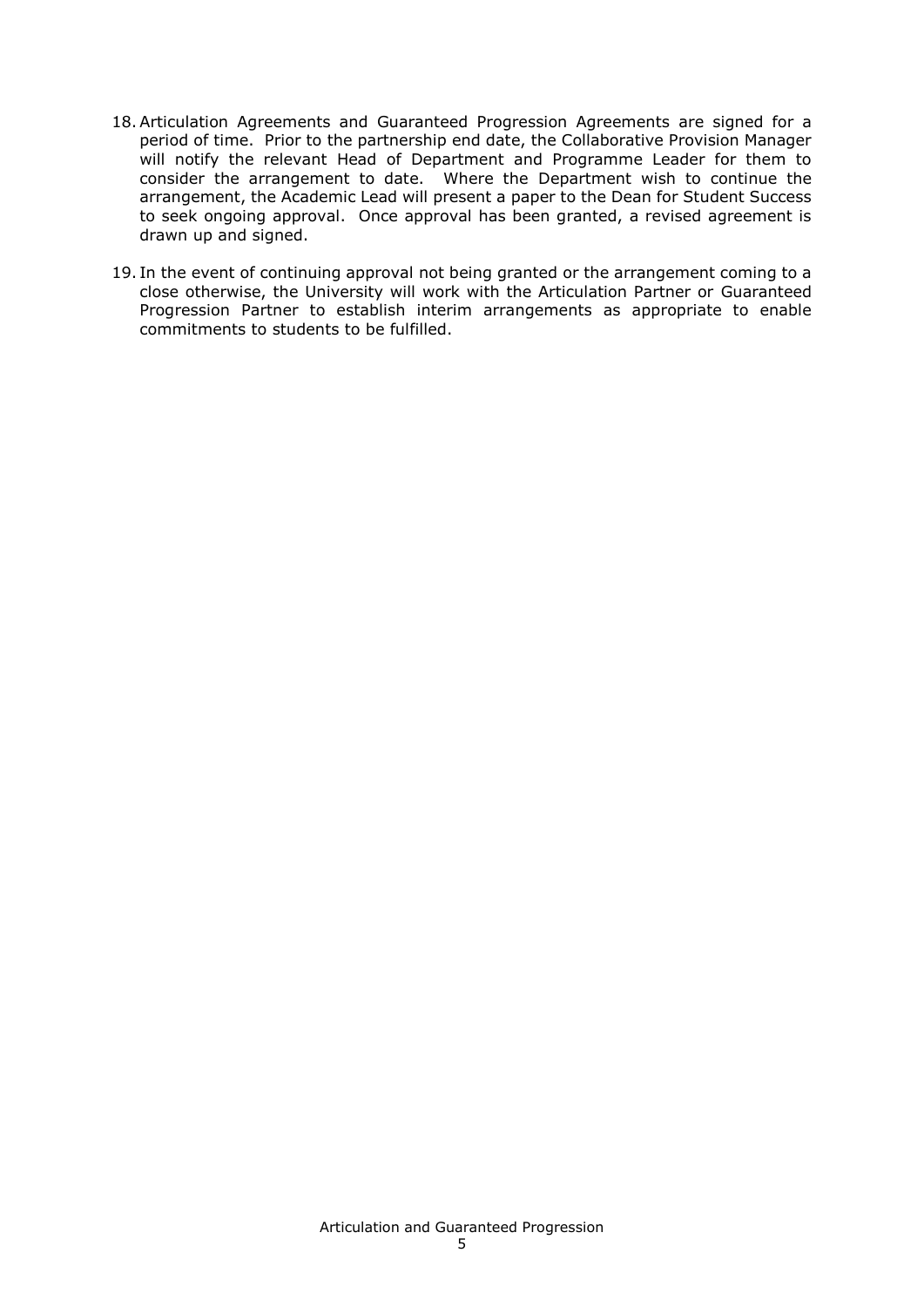18. Articulation Agreements and Guaranteed Progression Agreements are signed for a period of time. Prior to the partnership end date, the Collaborative Provision Manager will notify the relevant Head of Department and Programme Leader for them to consider the arrangement to date. Where the Department wish to continue the arrangement, the Academic Lead will present a paper to the Dean for Student Success to seek ongoing approval. Once approval has been granted, a revised agreement is drawn up and signed.

19. In the event of continuing approval not being granted or the arrangement coming to a close otherwise, the University will work with the Articulation Partner or Guaranteed Progression Partner to establish interim arrangements as appropriate to enable commitments to students to be fulfilled.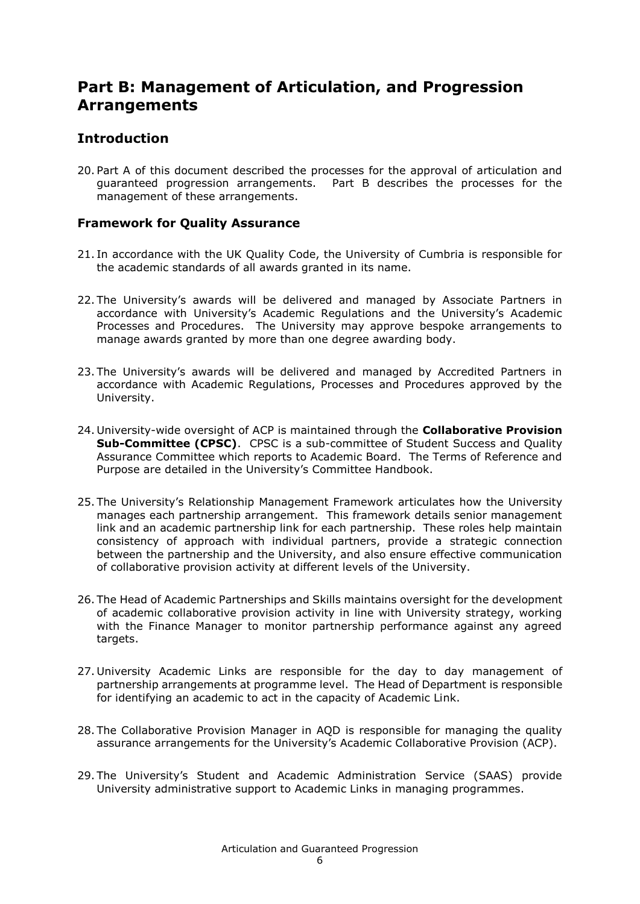# Part B: Management of Articulation, and Progression Arrangements

## Introduction

20. Part A of this document described the processes for the approval of articulation and guaranteed progression arrangements. Part B describes the processes for the management of these arrangements.

### Framework for Quality Assurance

21. In accordance with the UK Quality Code, the University of Cumbria is responsible for the academic standards of all awards granted in its name.

22. The University's awards will be delivered and managed by Associate Partners in accordance with University's Academic Regulations and the University's Academic Processes and Procedures. The University may approve bespoke arrangements to manage awards granted by more than one degree awarding body.

23. The University's awards will be delivered and managed by Accredited Partners in accordance with Academic Regulations, Processes and Procedures approved by the University.

24. University-wide oversight of ACP is maintained through the **Collaborative Provision Sub-Committee (CPSC)**. CPSC is a sub-committee of Student Success and Quality Assurance Committee which reports to Academic Board. The Terms of Reference and Purpose are detailed in the University's Committee Handbook.

25. The University's Relationship Management Framework articulates how the University manages each partnership arrangement. This framework details senior management link and an academic partnership link for each partnership. These roles help maintain consistency of approach with individual partners, provide a strategic connection between the partnership and the University, and also ensure effective communication of collaborative provision activity at different levels of the University.

26. The Head of Academic Partnerships and Skills maintains oversight for the development of academic collaborative provision activity in line with University strategy, working with the Finance Manager to monitor partnership performance against any agreed targets.

27. University Academic Links are responsible for the day to day management of partnership arrangements at programme level. The Head of Department is responsible for identifying an academic to act in the capacity of Academic Link.

28. The Collaborative Provision Manager in AQD is responsible for managing the quality assurance arrangements for the University's Academic Collaborative Provision (ACP).

29. The University's Student and Academic Administration Service (SAAS) provide University administrative support to Academic Links in managing programmes.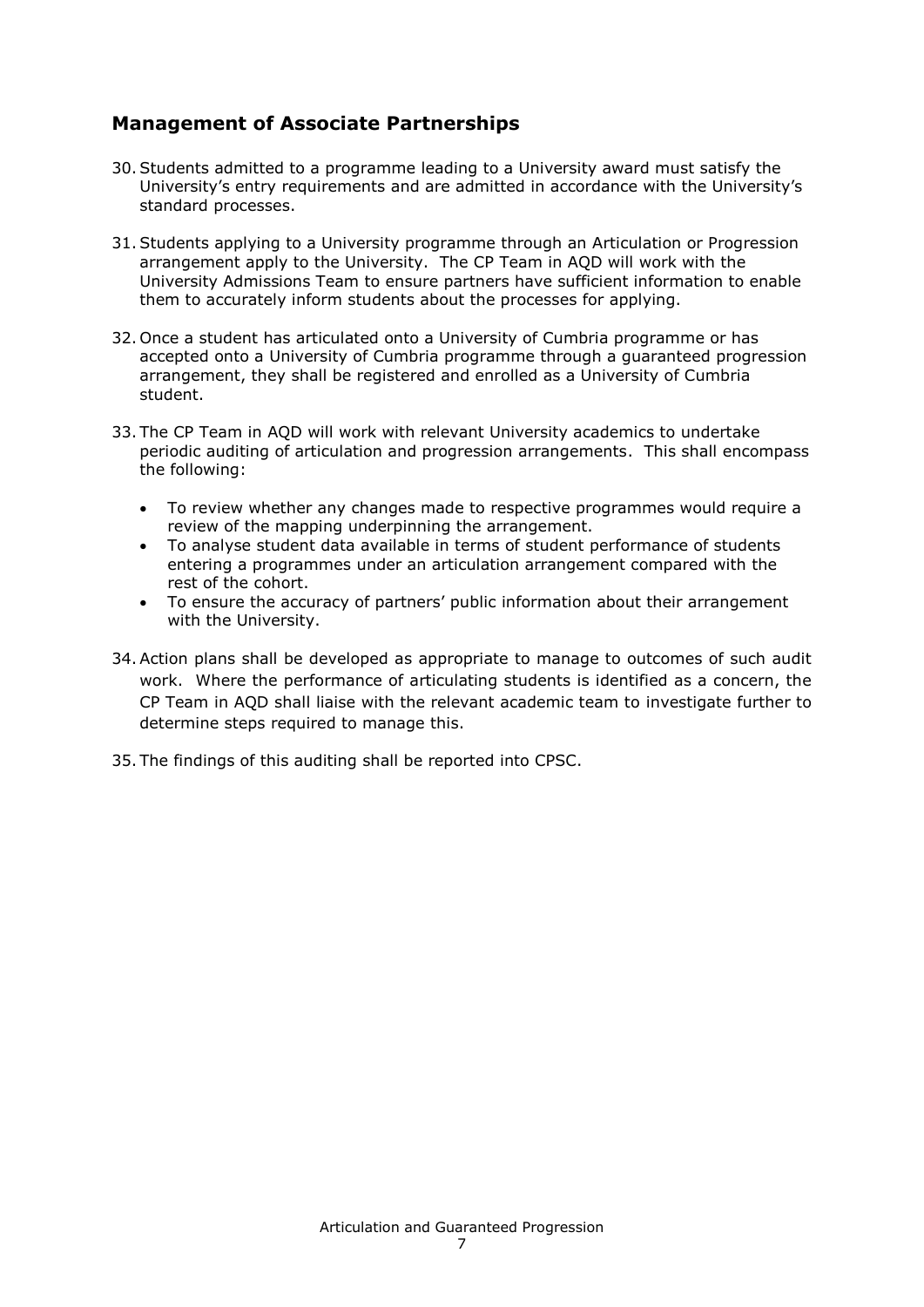## Management of Associate Partnerships

30. Students admitted to a programme leading to a University award must satisfy the University's entry requirements and are admitted in accordance with the University's standard processes.

31. Students applying to a University programme through an Articulation or Progression arrangement apply to the University. The CP Team in AQD will work with the University Admissions Team to ensure partners have sufficient information to enable them to accurately inform students about the processes for applying.

32. Once a student has articulated onto a University of Cumbria programme or has accepted onto a University of Cumbria programme through a guaranteed progression arrangement, they shall be registered and enrolled as a University of Cumbria student.

33. The CP Team in AQD will work with relevant University academics to undertake periodic auditing of articulation and progression arrangements. This shall encompass the following:

    - To review whether any changes made to respective programmes would require a review of the mapping underpinning the arrangement.
    - To analyse student data available in terms of student performance of students entering a programmes under an articulation arrangement compared with the rest of the cohort.
    - To ensure the accuracy of partners' public information about their arrangement with the University.

34. Action plans shall be developed as appropriate to manage to outcomes of such audit work. Where the performance of articulating students is identified as a concern, the CP Team in AQD shall liaise with the relevant academic team to investigate further to determine steps required to manage this.

35. The findings of this auditing shall be reported into CPSC.